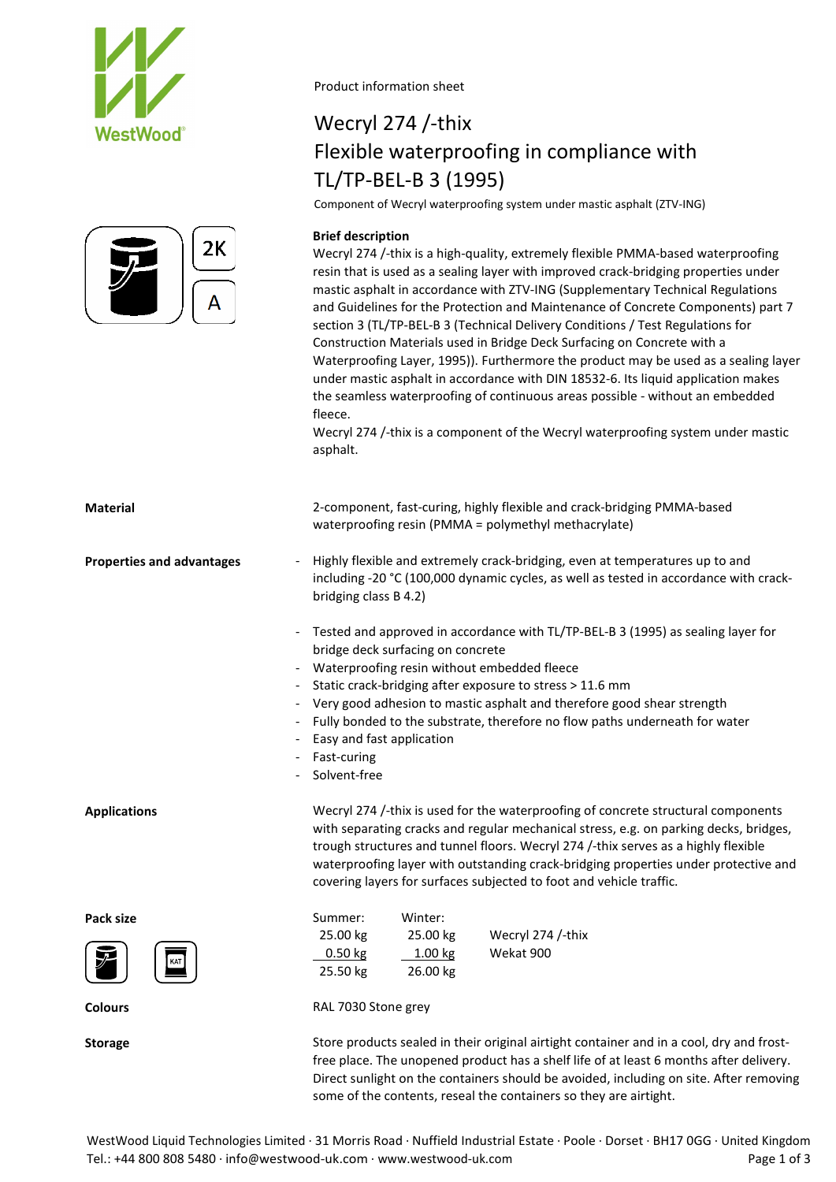Product information sheet

# Wecryl 274 /-thix
# Flexible waterproofing in compliance with TL/TP-BEL-B 3 (1995)

Component of Wecryl waterproofing system under mastic asphalt (ZTV-ING)

2K

A

**Brief description**

Wecryl 274 /-thix is a high-quality, extremely flexible PMMA-based waterproofing resin that is used as a sealing layer with improved crack-bridging properties under mastic asphalt in accordance with ZTV-ING (Supplementary Technical Regulations and Guidelines for the Protection and Maintenance of Concrete Components) part 7 section 3 (TL/TP-BEL-B 3 (Technical Delivery Conditions / Test Regulations for Construction Materials used in Bridge Deck Surfacing on Concrete with a Waterproofing Layer, 1995)). Furthermore the product may be used as a sealing layer under mastic asphalt in accordance with DIN 18532-6. Its liquid application makes the seamless waterproofing of continuous areas possible - without an embedded fleece.

Wecryl 274 /-thix is a component of the Wecryl waterproofing system under mastic asphalt.

**Material**

2-component, fast-curing, highly flexible and crack-bridging PMMA-based waterproofing resin (PMMA = polymethyl methacrylate)

**Properties and advantages**

- Highly flexible and extremely crack-bridging, even at temperatures up to and including -20 °C (100,000 dynamic cycles, as well as tested in accordance with crack-bridging class B 4.2)

- Tested and approved in accordance with TL/TP-BEL-B 3 (1995) as sealing layer for bridge deck surfacing on concrete
- Waterproofing resin without embedded fleece
- Static crack-bridging after exposure to stress > 11.6 mm
- Very good adhesion to mastic asphalt and therefore good shear strength
- Fully bonded to the substrate, therefore no flow paths underneath for water
- Easy and fast application
- Fast-curing
- Solvent-free

**Applications**

Wecryl 274 /-thix is used for the waterproofing of concrete structural components with separating cracks and regular mechanical stress, e.g. on parking decks, bridges, trough structures and tunnel floors. Wecryl 274 /-thix serves as a highly flexible waterproofing layer with outstanding crack-bridging properties under protective and covering layers for surfaces subjected to foot and vehicle traffic.

**Pack size**

| Summer: | Winter: | |
|---|---|---|
| 25.00 kg | 25.00 kg | Wecryl 274 /-thix |
| 0.50 kg | 1.00 kg | Wekat 900 |
| 25.50 kg | 26.00 kg | |

**Colours**

RAL 7030 Stone grey

**Storage**

Store products sealed in their original airtight container and in a cool, dry and frost-free place. The unopened product has a shelf life of at least 6 months after delivery. Direct sunlight on the containers should be avoided, including on site. After removing some of the contents, reseal the containers so they are airtight.

WestWood Liquid Technologies Limited · 31 Morris Road · Nuffield Industrial Estate · Poole · Dorset · BH17 0GG · United Kingdom
Tel.: +44 800 808 5480 · info@westwood-uk.com · www.westwood-uk.com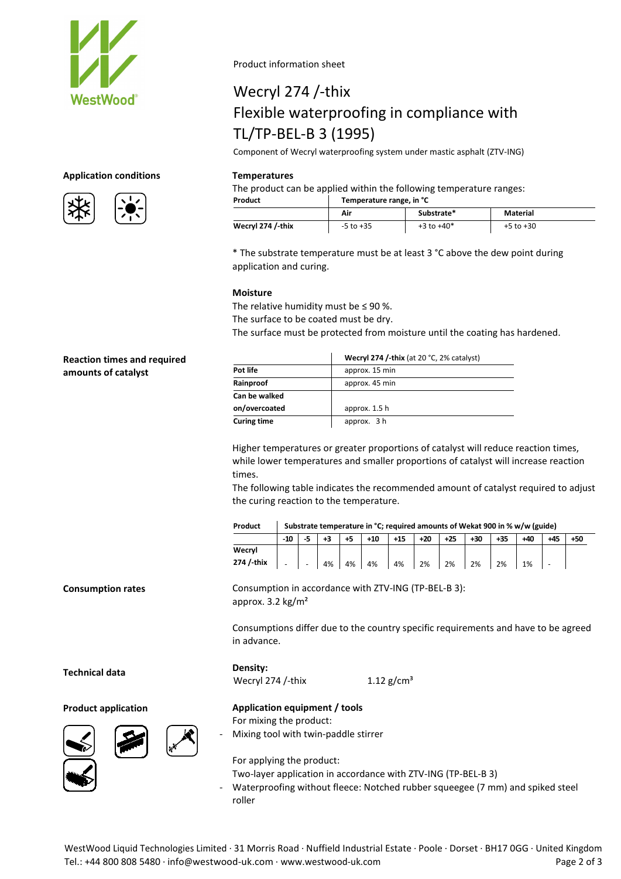Product information sheet

# Wecryl 274 /-thix
# Flexible waterproofing in compliance with TL/TP-BEL-B 3 (1995)

Component of Wecryl waterproofing system under mastic asphalt (ZTV-ING)

## Application conditions

### Temperatures

The product can be applied within the following temperature ranges:

| Product | Temperature range, in °C | | |
|---|---|---|---|
| | Air | Substrate* | Material |
| Wecryl 274 /-thix | -5 to +35 | +3 to +40* | +5 to +30 |

* The substrate temperature must be at least 3 °C above the dew point during application and curing.

### Moisture

The relative humidity must be ≤ 90 %.
The surface to be coated must be dry.
The surface must be protected from moisture until the coating has hardened.

## Reaction times and required amounts of catalyst

| | Wecryl 274 /-thix (at 20 °C, 2% catalyst) |
|---|---|
| Pot life | approx. 15 min |
| Rainproof | approx. 45 min |
| Can be walked on/overcoated | approx. 1.5 h |
| Curing time | approx. 3 h |

Higher temperatures or greater proportions of catalyst will reduce reaction times, while lower temperatures and smaller proportions of catalyst will increase reaction times.
The following table indicates the recommended amount of catalyst required to adjust the curing reaction to the temperature.

| Product | Substrate temperature in °C; required amounts of Wekat 900 in % w/w (guide) | | | | | | | | | | | | |
|---|---|---|---|---|---|---|---|---|---|---|---|---|---|
| | -10 | -5 | +3 | +5 | +10 | +15 | +20 | +25 | +30 | +35 | +40 | +45 | +50 |
| Wecryl 274 /-thix | - | - | 4% | 4% | 4% | 4% | 2% | 2% | 2% | 2% | 1% | - | |

## Consumption rates

Consumption in accordance with ZTV-ING (TP-BEL-B 3):
approx. 3.2 kg/m²

Consumptions differ due to the country specific requirements and have to be agreed in advance.

## Technical data

**Density:**
Wecryl 274 /-thix 1.12 g/cm³

## Product application

### Application equipment / tools

For mixing the product:

- Mixing tool with twin-paddle stirrer

For applying the product:
Two-layer application in accordance with ZTV-ING (TP-BEL-B 3)

- Waterproofing without fleece: Notched rubber squeegee (7 mm) and spiked steel roller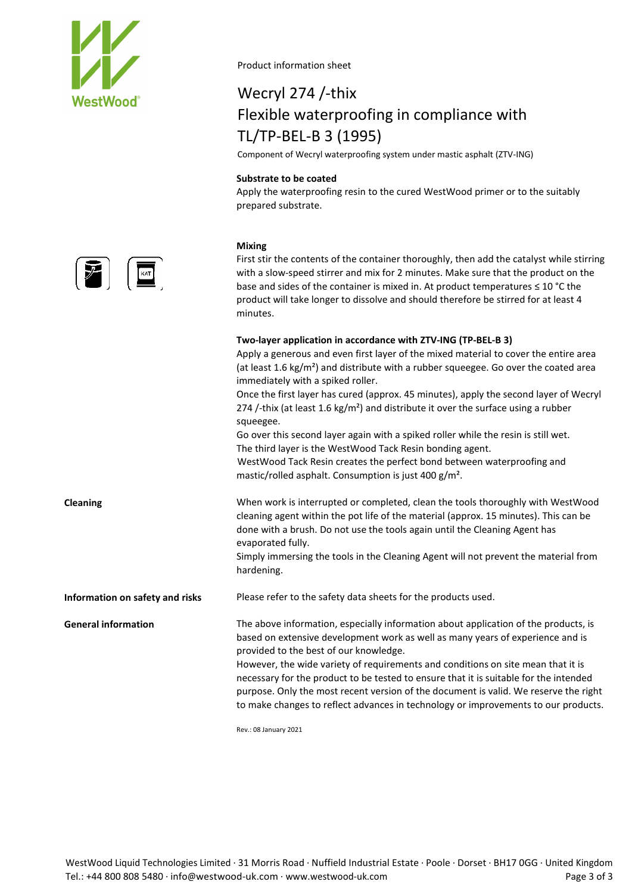Product information sheet

# Wecryl 274 /-thix
# Flexible waterproofing in compliance with TL/TP-BEL-B 3 (1995)

Component of Wecryl waterproofing system under mastic asphalt (ZTV-ING)

**Substrate to be coated**

Apply the waterproofing resin to the cured WestWood primer or to the suitably prepared substrate.

**Mixing**

First stir the contents of the container thoroughly, then add the catalyst while stirring with a slow-speed stirrer and mix for 2 minutes. Make sure that the product on the base and sides of the container is mixed in. At product temperatures ≤ 10 °C the product will take longer to dissolve and should therefore be stirred for at least 4 minutes.

**Two-layer application in accordance with ZTV-ING (TP-BEL-B 3)**

Apply a generous and even first layer of the mixed material to cover the entire area (at least 1.6 kg/m²) and distribute with a rubber squeegee. Go over the coated area immediately with a spiked roller.
Once the first layer has cured (approx. 45 minutes), apply the second layer of Wecryl 274 /-thix (at least 1.6 kg/m²) and distribute it over the surface using a rubber squeegee.
Go over this second layer again with a spiked roller while the resin is still wet.
The third layer is the WestWood Tack Resin bonding agent.
WestWood Tack Resin creates the perfect bond between waterproofing and mastic/rolled asphalt. Consumption is just 400 g/m².

**Cleaning**

When work is interrupted or completed, clean the tools thoroughly with WestWood cleaning agent within the pot life of the material (approx. 15 minutes). This can be done with a brush. Do not use the tools again until the Cleaning Agent has evaporated fully.
Simply immersing the tools in the Cleaning Agent will not prevent the material from hardening.

**Information on safety and risks**

Please refer to the safety data sheets for the products used.

**General information**

The above information, especially information about application of the products, is based on extensive development work as well as many years of experience and is provided to the best of our knowledge.
However, the wide variety of requirements and conditions on site mean that it is necessary for the product to be tested to ensure that it is suitable for the intended purpose. Only the most recent version of the document is valid. We reserve the right to make changes to reflect advances in technology or improvements to our products.

Rev.: 08 January 2021

WestWood Liquid Technologies Limited · 31 Morris Road · Nuffield Industrial Estate · Poole · Dorset · BH17 0GG · United Kingdom
Tel.: +44 800 808 5480 · info@westwood-uk.com · www.westwood-uk.com